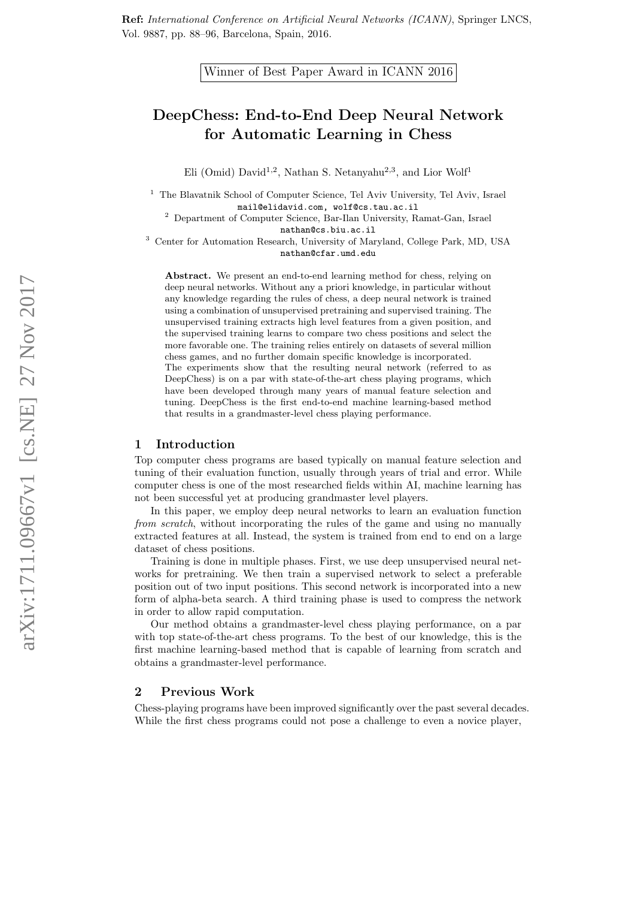**Ref:** *International Conference on Artificial Neural Networks (ICANN)*, Springer LNCS, Vol. 9887, pp. 88–96, Barcelona, Spain, 2016.

Winner of Best Paper Award in ICANN 2016

# DeepChess: End-to-End Deep Neural Network for Automatic Learning in Chess

Eli (Omid) David[1,2], Nathan S. Netanyahu[2,3], and Lior Wolf[1]

[1] The Blavatnik School of Computer Science, Tel Aviv University, Tel Aviv, Israel
mail@elidavid.com, wolf@cs.tau.ac.il
[2] Department of Computer Science, Bar-Ilan University, Ramat-Gan, Israel
nathan@cs.biu.ac.il
[3] Center for Automation Research, University of Maryland, College Park, MD, USA
nathan@cfar.umd.edu

**Abstract.** We present an end-to-end learning method for chess, relying on deep neural networks. Without any a priori knowledge, in particular without any knowledge regarding the rules of chess, a deep neural network is trained using a combination of unsupervised pretraining and supervised training. The unsupervised training extracts high level features from a given position, and the supervised training learns to compare two chess positions and select the more favorable one. The training relies entirely on datasets of several million chess games, and no further domain specific knowledge is incorporated.
The experiments show that the resulting neural network (referred to as DeepChess) is on a par with state-of-the-art chess playing programs, which have been developed through many years of manual feature selection and tuning. DeepChess is the first end-to-end machine learning-based method that results in a grandmaster-level chess playing performance.

## 1 Introduction

Top computer chess programs are based typically on manual feature selection and tuning of their evaluation function, usually through years of trial and error. While computer chess is one of the most researched fields within AI, machine learning has not been successful yet at producing grandmaster level players.

In this paper, we employ deep neural networks to learn an evaluation function *from scratch*, without incorporating the rules of the game and using no manually extracted features at all. Instead, the system is trained from end to end on a large dataset of chess positions.

Training is done in multiple phases. First, we use deep unsupervised neural networks for pretraining. We then train a supervised network to select a preferable position out of two input positions. This second network is incorporated into a new form of alpha-beta search. A third training phase is used to compress the network in order to allow rapid computation.

Our method obtains a grandmaster-level chess playing performance, on a par with top state-of-the-art chess programs. To the best of our knowledge, this is the first machine learning-based method that is capable of learning from scratch and obtains a grandmaster-level performance.

## 2 Previous Work

Chess-playing programs have been improved significantly over the past several decades. While the first chess programs could not pose a challenge to even a novice player,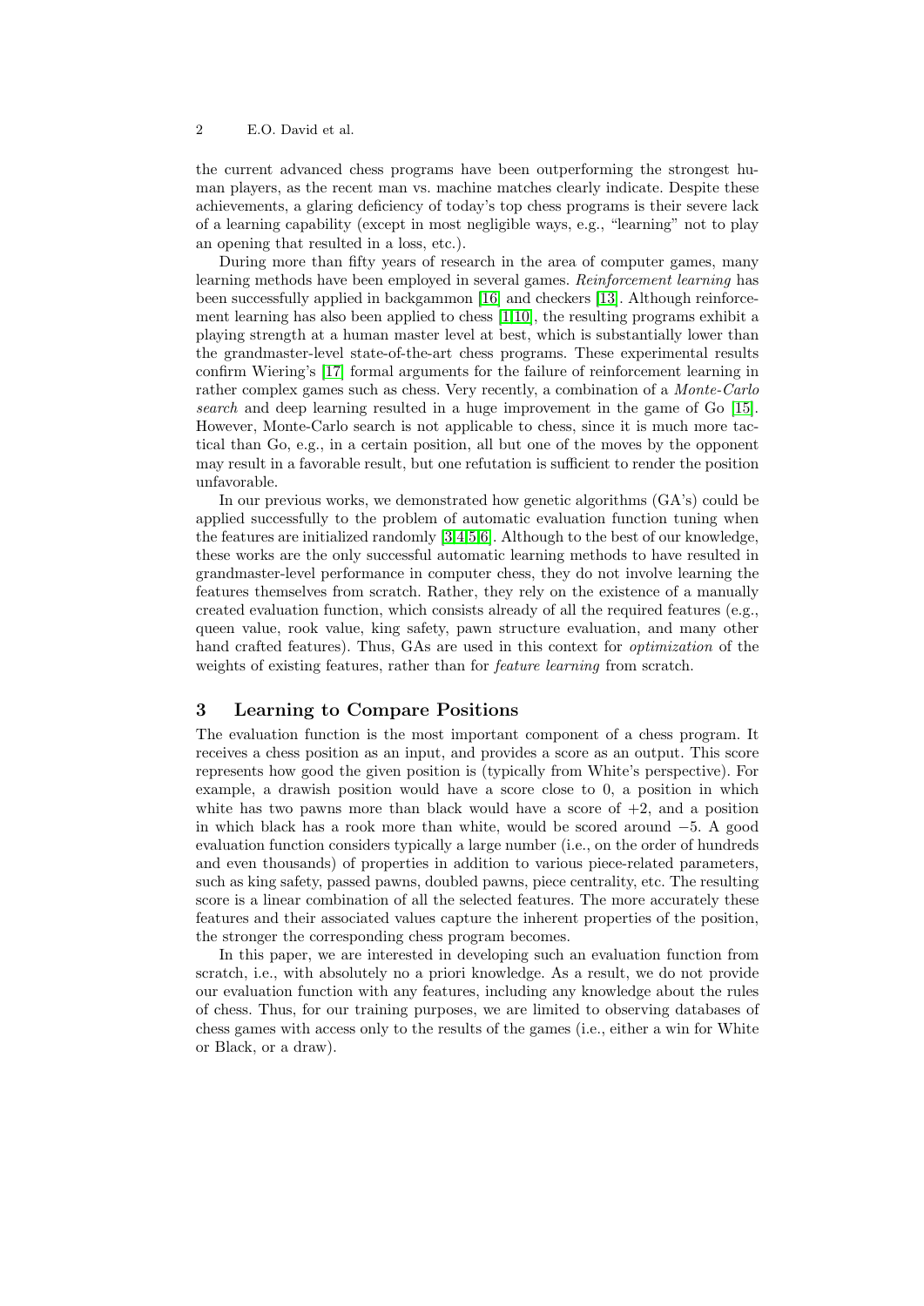the current advanced chess programs have been outperforming the strongest human players, as the recent man vs. machine matches clearly indicate. Despite these achievements, a glaring deficiency of today's top chess programs is their severe lack of a learning capability (except in most negligible ways, e.g., "learning" not to play an opening that resulted in a loss, etc.).

During more than fifty years of research in the area of computer games, many learning methods have been employed in several games. *Reinforcement learning* has been successfully applied in backgammon [16] and checkers [13]. Although reinforcement learning has also been applied to chess [1,10], the resulting programs exhibit a playing strength at a human master level at best, which is substantially lower than the grandmaster-level state-of-the-art chess programs. These experimental results confirm Wiering's [17] formal arguments for the failure of reinforcement learning in rather complex games such as chess. Very recently, a combination of a *Monte-Carlo search* and deep learning resulted in a huge improvement in the game of Go [15]. However, Monte-Carlo search is not applicable to chess, since it is much more tactical than Go, e.g., in a certain position, all but one of the moves by the opponent may result in a favorable result, but one refutation is sufficient to render the position unfavorable.

In our previous works, we demonstrated how genetic algorithms (GA's) could be applied successfully to the problem of automatic evaluation function tuning when the features are initialized randomly [3,4,5,6]. Although to the best of our knowledge, these works are the only successful automatic learning methods to have resulted in grandmaster-level performance in computer chess, they do not involve learning the features themselves from scratch. Rather, they rely on the existence of a manually created evaluation function, which consists already of all the required features (e.g., queen value, rook value, king safety, pawn structure evaluation, and many other hand crafted features). Thus, GAs are used in this context for *optimization* of the weights of existing features, rather than for *feature learning* from scratch.

## 3 Learning to Compare Positions

The evaluation function is the most important component of a chess program. It receives a chess position as an input, and provides a score as an output. This score represents how good the given position is (typically from White's perspective). For example, a drawish position would have a score close to 0, a position in which white has two pawns more than black would have a score of $+2$, and a position in which black has a rook more than white, would be scored around $-5$. A good evaluation function considers typically a large number (i.e., on the order of hundreds and even thousands) of properties in addition to various piece-related parameters, such as king safety, passed pawns, doubled pawns, piece centrality, etc. The resulting score is a linear combination of all the selected features. The more accurately these features and their associated values capture the inherent properties of the position, the stronger the corresponding chess program becomes.

In this paper, we are interested in developing such an evaluation function from scratch, i.e., with absolutely no a priori knowledge. As a result, we do not provide our evaluation function with any features, including any knowledge about the rules of chess. Thus, for our training purposes, we are limited to observing databases of chess games with access only to the results of the games (i.e., either a win for White or Black, or a draw).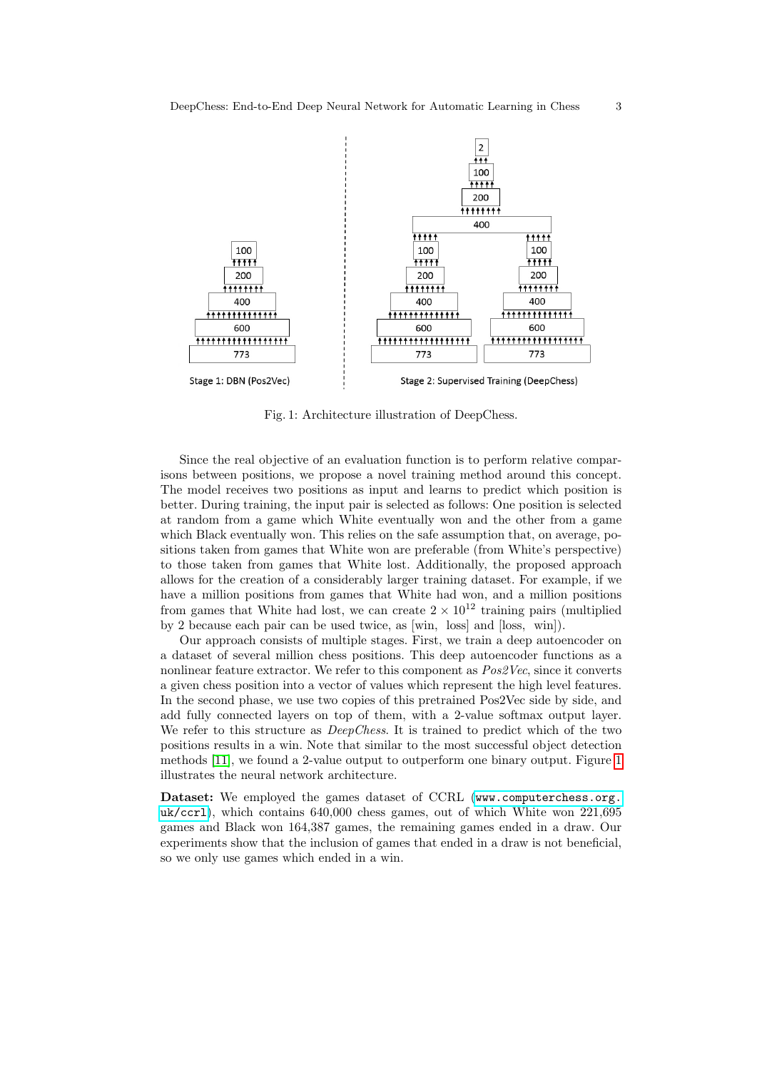Fig. 1: Architecture illustration of DeepChess.

Since the real objective of an evaluation function is to perform relative comparisons between positions, we propose a novel training method around this concept. The model receives two positions as input and learns to predict which position is better. During training, the input pair is selected as follows: One position is selected at random from a game which White eventually won and the other from a game which Black eventually won. This relies on the safe assumption that, on average, positions taken from games that White won are preferable (from White's perspective) to those taken from games that White lost. Additionally, the proposed approach allows for the creation of a considerably larger training dataset. For example, if we have a million positions from games that White had won, and a million positions from games that White had lost, we can create $2 \times 10^{12}$ training pairs (multiplied by 2 because each pair can be used twice, as [win, loss] and [loss, win]).

Our approach consists of multiple stages. First, we train a deep autoencoder on a dataset of several million chess positions. This deep autoencoder functions as a nonlinear feature extractor. We refer to this component as *Pos2Vec*, since it converts a given chess position into a vector of values which represent the high level features. In the second phase, we use two copies of this pretrained Pos2Vec side by side, and add fully connected layers on top of them, with a 2-value softmax output layer. We refer to this structure as *DeepChess*. It is trained to predict which of the two positions results in a win. Note that similar to the most successful object detection methods [11], we found a 2-value output to outperform one binary output. Figure 1 illustrates the neural network architecture.

**Dataset:** We employed the games dataset of CCRL (www.computerchess.org.uk/ccrl), which contains 640,000 chess games, out of which White won 221,695 games and Black won 164,387 games, the remaining games ended in a draw. Our experiments show that the inclusion of games that ended in a draw is not beneficial, so we only use games which ended in a win.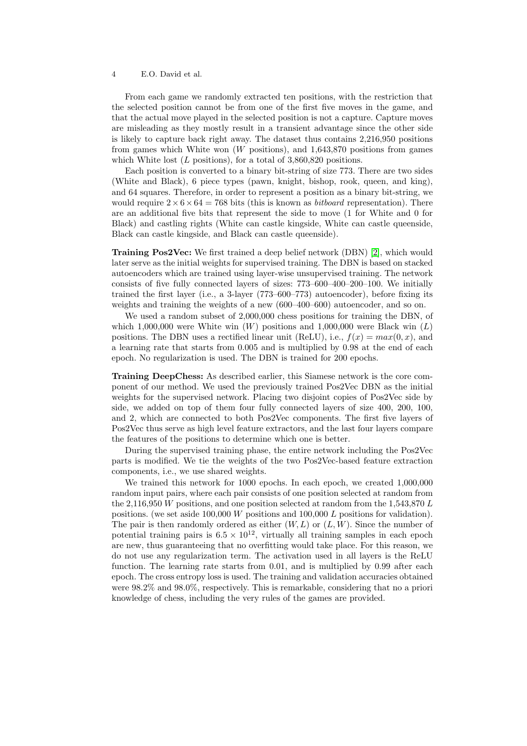From each game we randomly extracted ten positions, with the restriction that the selected position cannot be from one of the first five moves in the game, and that the actual move played in the selected position is not a capture. Capture moves are misleading as they mostly result in a transient advantage since the other side is likely to capture back right away. The dataset thus contains 2,216,950 positions from games which White won ($W$ positions), and 1,643,870 positions from games which White lost ($L$ positions), for a total of 3,860,820 positions.

Each position is converted to a binary bit-string of size 773. There are two sides (White and Black), 6 piece types (pawn, knight, bishop, rook, queen, and king), and 64 squares. Therefore, in order to represent a position as a binary bit-string, we would require $2 \times 6 \times 64 = 768$ bits (this is known as *bitboard* representation). There are an additional five bits that represent the side to move (1 for White and 0 for Black) and castling rights (White can castle kingside, White can castle queenside, Black can castle kingside, and Black can castle queenside).

**Training Pos2Vec:** We first trained a deep belief network (DBN) [2], which would later serve as the initial weights for supervised training. The DBN is based on stacked autoencoders which are trained using layer-wise unsupervised training. The network consists of five fully connected layers of sizes: 773–600–400–200–100. We initially trained the first layer (i.e., a 3-layer (773–600–773) autoencoder), before fixing its weights and training the weights of a new (600–400–600) autoencoder, and so on.

We used a random subset of 2,000,000 chess positions for training the DBN, of which 1,000,000 were White win ($W$) positions and 1,000,000 were Black win ($L$) positions. The DBN uses a rectified linear unit (ReLU), i.e., $f(x) = max(0, x)$, and a learning rate that starts from 0.005 and is multiplied by 0.98 at the end of each epoch. No regularization is used. The DBN is trained for 200 epochs.

**Training DeepChess:** As described earlier, this Siamese network is the core component of our method. We used the previously trained Pos2Vec DBN as the initial weights for the supervised network. Placing two disjoint copies of Pos2Vec side by side, we added on top of them four fully connected layers of size 400, 200, 100, and 2, which are connected to both Pos2Vec components. The first five layers of Pos2Vec thus serve as high level feature extractors, and the last four layers compare the features of the positions to determine which one is better.

During the supervised training phase, the entire network including the Pos2Vec parts is modified. We tie the weights of the two Pos2Vec-based feature extraction components, i.e., we use shared weights.

We trained this network for 1000 epochs. In each epoch, we created 1,000,000 random input pairs, where each pair consists of one position selected at random from the 2,116,950 $W$ positions, and one position selected at random from the 1,543,870 $L$ positions. (we set aside 100,000 $W$ positions and 100,000 $L$ positions for validation). The pair is then randomly ordered as either $(W, L)$ or $(L, W)$. Since the number of potential training pairs is $6.5 \times 10^{12}$, virtually all training samples in each epoch are new, thus guaranteeing that no overfitting would take place. For this reason, we do not use any regularization term. The activation used in all layers is the ReLU function. The learning rate starts from 0.01, and is multiplied by 0.99 after each epoch. The cross entropy loss is used. The training and validation accuracies obtained were 98.2% and 98.0%, respectively. This is remarkable, considering that no a priori knowledge of chess, including the very rules of the games are provided.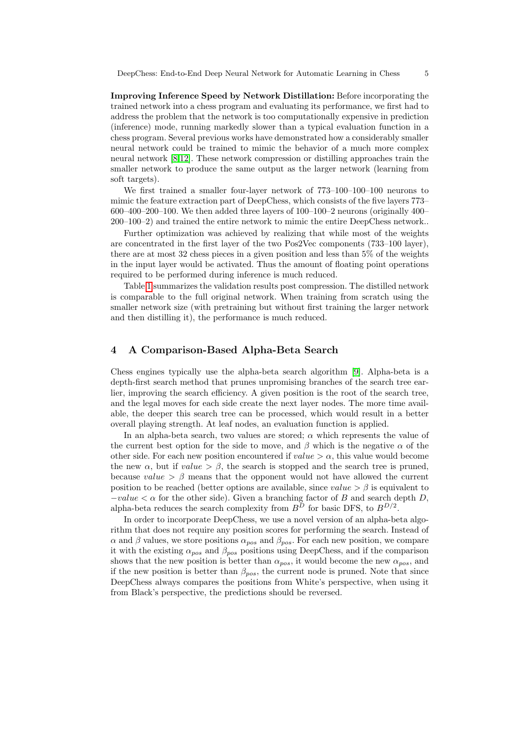**Improving Inference Speed by Network Distillation:** Before incorporating the trained network into a chess program and evaluating its performance, we first had to address the problem that the network is too computationally expensive in prediction (inference) mode, running markedly slower than a typical evaluation function in a chess program. Several previous works have demonstrated how a considerably smaller neural network could be trained to mimic the behavior of a much more complex neural network [8,12]. These network compression or distilling approaches train the smaller network to produce the same output as the larger network (learning from soft targets).

We first trained a smaller four-layer network of 773–100–100–100 neurons to mimic the feature extraction part of DeepChess, which consists of the five layers 773–600–400–200–100. We then added three layers of 100–100–2 neurons (originally 400–200–100–2) and trained the entire network to mimic the entire DeepChess network..

Further optimization was achieved by realizing that while most of the weights are concentrated in the first layer of the two Pos2Vec components (733–100 layer), there are at most 32 chess pieces in a given position and less than 5% of the weights in the input layer would be activated. Thus the amount of floating point operations required to be performed during inference is much reduced.

Table 1 summarizes the validation results post compression. The distilled network is comparable to the full original network. When training from scratch using the smaller network size (with pretraining but without first training the larger network and then distilling it), the performance is much reduced.

## 4 A Comparison-Based Alpha-Beta Search

Chess engines typically use the alpha-beta search algorithm [9]. Alpha-beta is a depth-first search method that prunes unpromising branches of the search tree earlier, improving the search efficiency. A given position is the root of the search tree, and the legal moves for each side create the next layer nodes. The more time available, the deeper this search tree can be processed, which would result in a better overall playing strength. At leaf nodes, an evaluation function is applied.

In an alpha-beta search, two values are stored; $\alpha$ which represents the value of the current best option for the side to move, and $\beta$ which is the negative $\alpha$ of the other side. For each new position encountered if $value > \alpha$, this value would become the new $\alpha$, but if $value > \beta$, the search is stopped and the search tree is pruned, because $value > \beta$ means that the opponent would not have allowed the current position to be reached (better options are available, since $value > \beta$ is equivalent to $-value < \alpha$ for the other side). Given a branching factor of $B$ and search depth $D$, alpha-beta reduces the search complexity from $B^D$ for basic DFS, to $B^{D/2}$.

In order to incorporate DeepChess, we use a novel version of an alpha-beta algorithm that does not require any position scores for performing the search. Instead of $\alpha$ and $\beta$ values, we store positions $\alpha_{pos}$ and $\beta_{pos}$. For each new position, we compare it with the existing $\alpha_{pos}$ and $\beta_{pos}$ positions using DeepChess, and if the comparison shows that the new position is better than $\alpha_{pos}$, it would become the new $\alpha_{pos}$, and if the new position is better than $\beta_{pos}$, the current node is pruned. Note that since DeepChess always compares the positions from White's perspective, when using it from Black's perspective, the predictions should be reversed.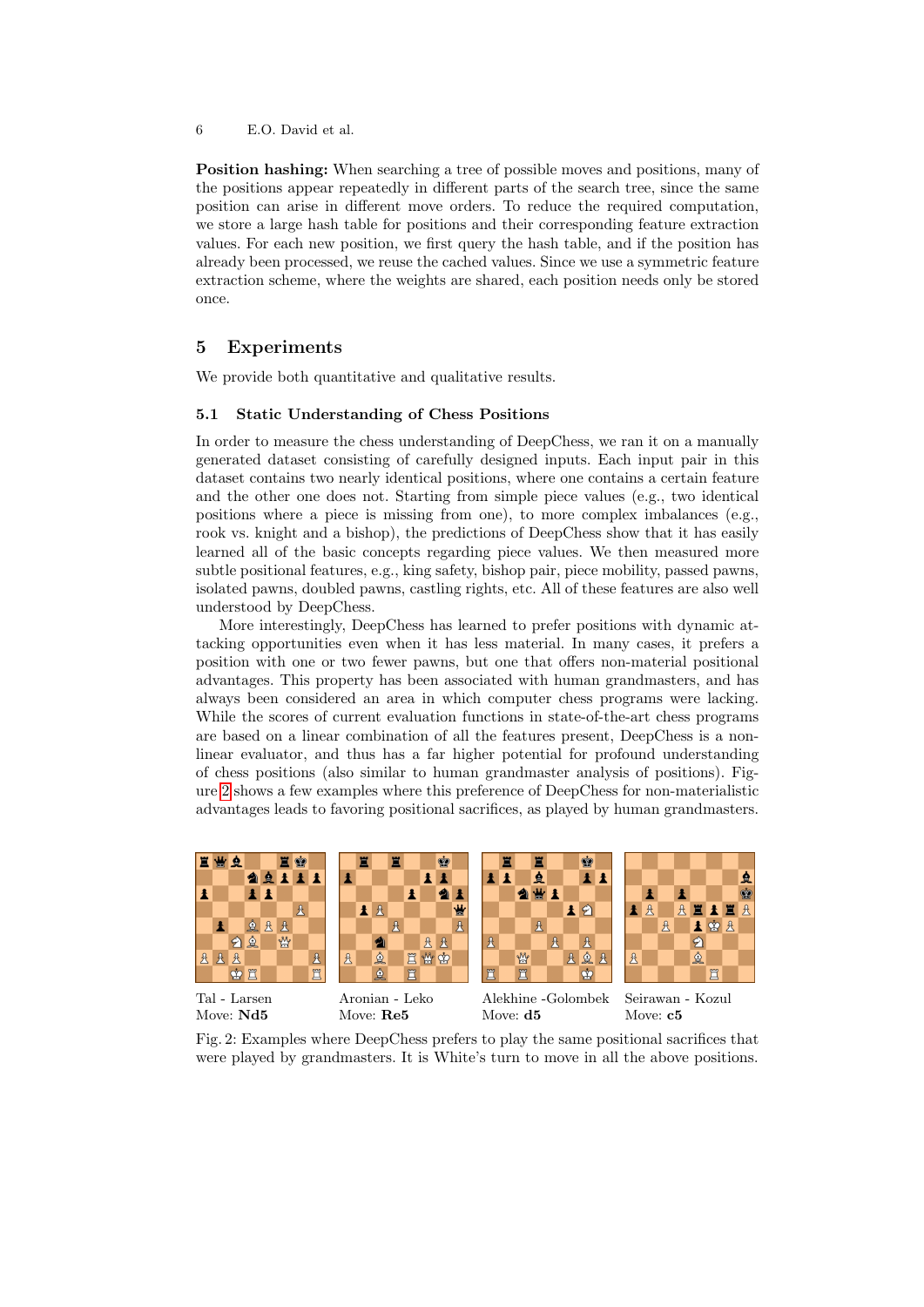**Position hashing:** When searching a tree of possible moves and positions, many of the positions appear repeatedly in different parts of the search tree, since the same position can arise in different move orders. To reduce the required computation, we store a large hash table for positions and their corresponding feature extraction values. For each new position, we first query the hash table, and if the position has already been processed, we reuse the cached values. Since we use a symmetric feature extraction scheme, where the weights are shared, each position needs only be stored once.

## 5 Experiments

We provide both quantitative and qualitative results.

### 5.1 Static Understanding of Chess Positions

In order to measure the chess understanding of DeepChess, we ran it on a manually generated dataset consisting of carefully designed inputs. Each input pair in this dataset contains two nearly identical positions, where one contains a certain feature and the other one does not. Starting from simple piece values (e.g., two identical positions where a piece is missing from one), to more complex imbalances (e.g., rook vs. knight and a bishop), the predictions of DeepChess show that it has easily learned all of the basic concepts regarding piece values. We then measured more subtle positional features, e.g., king safety, bishop pair, piece mobility, passed pawns, isolated pawns, doubled pawns, castling rights, etc. All of these features are also well understood by DeepChess.

More interestingly, DeepChess has learned to prefer positions with dynamic attacking opportunities even when it has less material. In many cases, it prefers a position with one or two fewer pawns, but one that offers non-material positional advantages. This property has been associated with human grandmasters, and has always been considered an area in which computer chess programs were lacking. While the scores of current evaluation functions in state-of-the-art chess programs are based on a linear combination of all the features present, DeepChess is a non-linear evaluator, and thus has a far higher potential for profound understanding of chess positions (also similar to human grandmaster analysis of positions). Figure 2 shows a few examples where this preference of DeepChess for non-materialistic advantages leads to favoring positional sacrifices, as played by human grandmasters.

Tal - Larsen
Move: **Nd5**

Aronian - Leko
Move: **Re5**

Alekhine -Golombek
Move: **d5**

Seirawan - Kozul
Move: **c5**

Fig. 2: Examples where DeepChess prefers to play the same positional sacrifices that were played by grandmasters. It is White's turn to move in all the above positions.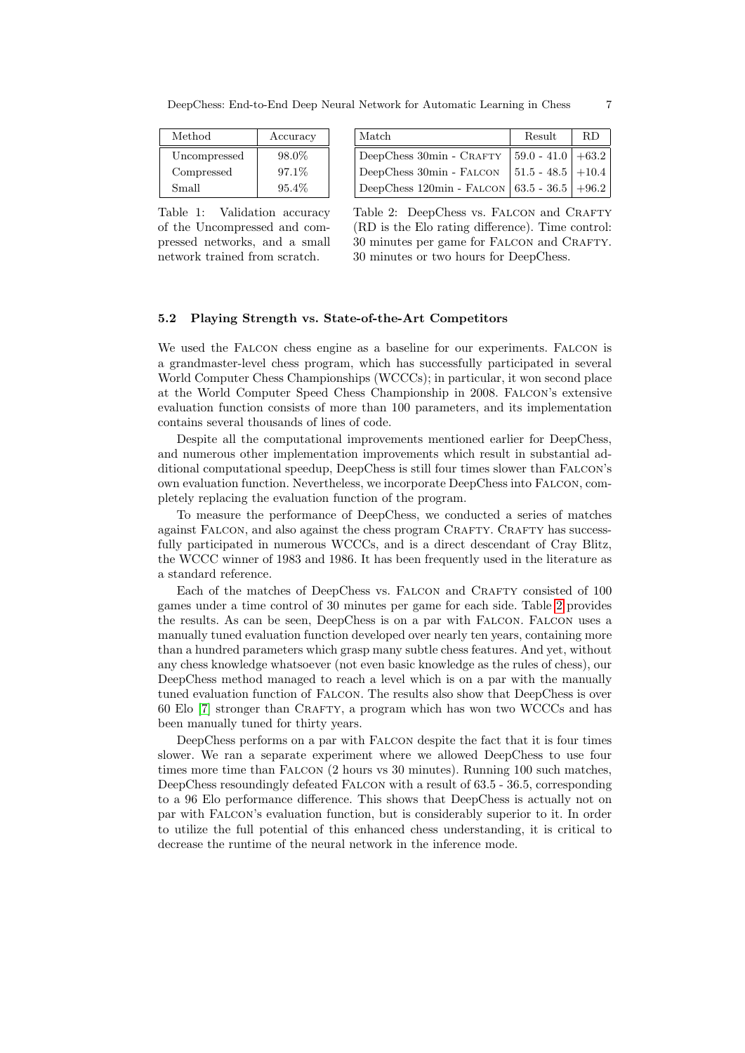| Method | Accuracy |
|---|---|
| Uncompressed | 98.0% |
| Compressed | 97.1% |
| Small | 95.4% |

Table 1: Validation accuracy of the Uncompressed and compressed networks, and a small network trained from scratch.

| Match | Result | RD |
|---|---|---|
| DeepChess 30min - Crafty | 59.0 - 41.0 | +63.2 |
| DeepChess 30min - Falcon | 51.5 - 48.5 | +10.4 |
| DeepChess 120min - Falcon | 63.5 - 36.5 | +96.2 |

Table 2: DeepChess vs. Falcon and Crafty (RD is the Elo rating difference). Time control: 30 minutes per game for Falcon and Crafty. 30 minutes or two hours for DeepChess.

### 5.2 Playing Strength vs. State-of-the-Art Competitors

We used the Falcon chess engine as a baseline for our experiments. Falcon is a grandmaster-level chess program, which has successfully participated in several World Computer Chess Championships (WCCCs); in particular, it won second place at the World Computer Speed Chess Championship in 2008. Falcon's extensive evaluation function consists of more than 100 parameters, and its implementation contains several thousands of lines of code.

Despite all the computational improvements mentioned earlier for DeepChess, and numerous other implementation improvements which result in substantial additional computational speedup, DeepChess is still four times slower than Falcon's own evaluation function. Nevertheless, we incorporate DeepChess into Falcon, completely replacing the evaluation function of the program.

To measure the performance of DeepChess, we conducted a series of matches against Falcon, and also against the chess program Crafty. Crafty has successfully participated in numerous WCCCs, and is a direct descendant of Cray Blitz, the WCCC winner of 1983 and 1986. It has been frequently used in the literature as a standard reference.

Each of the matches of DeepChess vs. Falcon and Crafty consisted of 100 games under a time control of 30 minutes per game for each side. Table 2 provides the results. As can be seen, DeepChess is on a par with Falcon. Falcon uses a manually tuned evaluation function developed over nearly ten years, containing more than a hundred parameters which grasp many subtle chess features. And yet, without any chess knowledge whatsoever (not even basic knowledge as the rules of chess), our DeepChess method managed to reach a level which is on a par with the manually tuned evaluation function of Falcon. The results also show that DeepChess is over 60 Elo [7] stronger than Crafty, a program which has won two WCCCs and has been manually tuned for thirty years.

DeepChess performs on a par with Falcon despite the fact that it is four times slower. We ran a separate experiment where we allowed DeepChess to use four times more time than Falcon (2 hours vs 30 minutes). Running 100 such matches, DeepChess resoundingly defeated Falcon with a result of 63.5 - 36.5, corresponding to a 96 Elo performance difference. This shows that DeepChess is actually not on par with Falcon's evaluation function, but is considerably superior to it. In order to utilize the full potential of this enhanced chess understanding, it is critical to decrease the runtime of the neural network in the inference mode.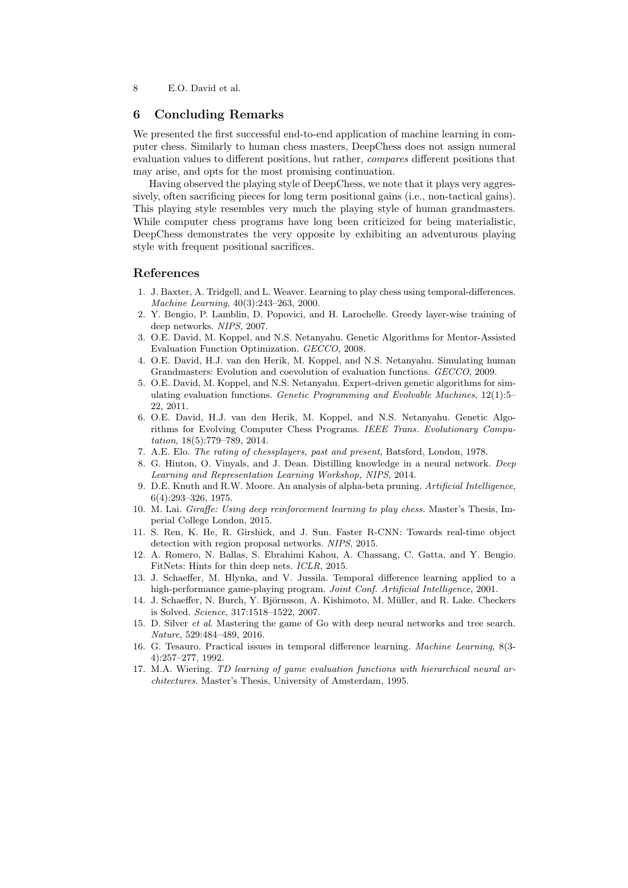## 6 Concluding Remarks

We presented the first successful end-to-end application of machine learning in computer chess. Similarly to human chess masters, DeepChess does not assign numeral evaluation values to different positions, but rather, *compares* different positions that may arise, and opts for the most promising continuation.

Having observed the playing style of DeepChess, we note that it plays very aggressively, often sacrificing pieces for long term positional gains (i.e., non-tactical gains). This playing style resembles very much the playing style of human grandmasters. While computer chess programs have long been criticized for being materialistic, DeepChess demonstrates the very opposite by exhibiting an adventurous playing style with frequent positional sacrifices.

## References

1. J. Baxter, A. Tridgell, and L. Weaver. Learning to play chess using temporal-differences. *Machine Learning*, 40(3):243–263, 2000.
2. Y. Bengio, P. Lamblin, D. Popovici, and H. Larochelle. Greedy layer-wise training of deep networks. *NIPS*, 2007.
3. O.E. David, M. Koppel, and N.S. Netanyahu. Genetic Algorithms for Mentor-Assisted Evaluation Function Optimization. *GECCO*, 2008.
4. O.E. David, H.J. van den Herik, M. Koppel, and N.S. Netanyahu. Simulating human Grandmasters: Evolution and coevolution of evaluation functions. *GECCO*, 2009.
5. O.E. David, M. Koppel, and N.S. Netanyahu. Expert-driven genetic algorithms for simulating evaluation functions. *Genetic Programming and Evolvable Machines*, 12(1):5–22, 2011.
6. O.E. David, H.J. van den Herik, M. Koppel, and N.S. Netanyahu. Genetic Algorithms for Evolving Computer Chess Programs. *IEEE Trans. Evolutionary Computation*, 18(5):779–789, 2014.
7. A.E. Elo. *The rating of chessplayers, past and present*, Batsford, London, 1978.
8. G. Hinton, O. Vinyals, and J. Dean. Distilling knowledge in a neural network. *Deep Learning and Representation Learning Workshop, NIPS*, 2014.
9. D.E. Knuth and R.W. Moore. An analysis of alpha-beta pruning. *Artificial Intelligence*, 6(4):293–326, 1975.
10. M. Lai. *Giraffe: Using deep reinforcement learning to play chess.* Master's Thesis, Imperial College London, 2015.
11. S. Ren, K. He, R. Girshick, and J. Sun. Faster R-CNN: Towards real-time object detection with region proposal networks. *NIPS*, 2015.
12. A. Romero, N. Ballas, S. Ebrahimi Kahou, A. Chassang, C. Gatta, and Y. Bengio. FitNets: Hints for thin deep nets. *ICLR*, 2015.
13. J. Schaeffer, M. Hlynka, and V. Jussila. Temporal difference learning applied to a high-performance game-playing program. *Joint Conf. Artificial Intelligence*, 2001.
14. J. Schaeffer, N. Burch, Y. Björnsson, A. Kishimoto, M. Müller, and R. Lake. Checkers is Solved. *Science*, 317:1518–1522, 2007.
15. D. Silver *et al*. Mastering the game of Go with deep neural networks and tree search. *Nature*, 529:484–489, 2016.
16. G. Tesauro. Practical issues in temporal difference learning. *Machine Learning*, 8(3-4):257–277, 1992.
17. M.A. Wiering. *TD learning of game evaluation functions with hierarchical neural architectures*. Master's Thesis, University of Amsterdam, 1995.